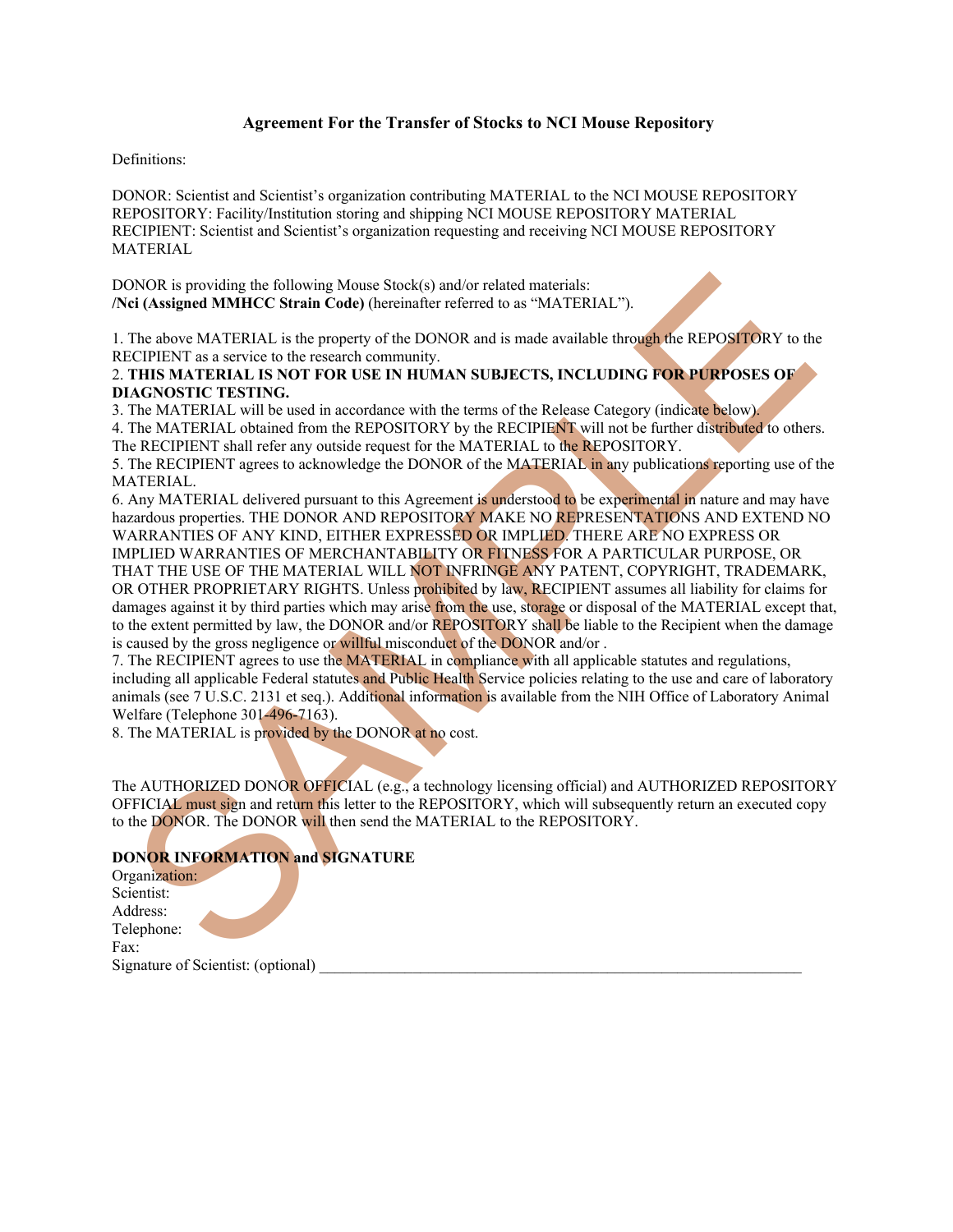# Agreement For the Transfer of Stocks to NCI Mouse Repository

Definitions:

DONOR: Scientist and Scientist's organization contributing MATERIAL to the NCI MOUSE REPOSITORY
REPOSITORY: Facility/Institution storing and shipping NCI MOUSE REPOSITORY MATERIAL
RECIPIENT: Scientist and Scientist's organization requesting and receiving NCI MOUSE REPOSITORY MATERIAL

DONOR is providing the following Mouse Stock(s) and/or related materials:
**/Nci (Assigned MMHCC Strain Code)** (hereinafter referred to as "MATERIAL").

1. The above MATERIAL is the property of the DONOR and is made available through the REPOSITORY to the RECIPIENT as a service to the research community.
2. **THIS MATERIAL IS NOT FOR USE IN HUMAN SUBJECTS, INCLUDING FOR PURPOSES OF DIAGNOSTIC TESTING.**
3. The MATERIAL will be used in accordance with the terms of the Release Category (indicate below).
4. The MATERIAL obtained from the REPOSITORY by the RECIPIENT will not be further distributed to others. The RECIPIENT shall refer any outside request for the MATERIAL to the REPOSITORY.
5. The RECIPIENT agrees to acknowledge the DONOR of the MATERIAL in any publications reporting use of the MATERIAL.
6. Any MATERIAL delivered pursuant to this Agreement is understood to be experimental in nature and may have hazardous properties. THE DONOR AND REPOSITORY MAKE NO REPRESENTATIONS AND EXTEND NO WARRANTIES OF ANY KIND, EITHER EXPRESSED OR IMPLIED. THERE ARE NO EXPRESS OR IMPLIED WARRANTIES OF MERCHANTABILITY OR FITNESS FOR A PARTICULAR PURPOSE, OR THAT THE USE OF THE MATERIAL WILL NOT INFRINGE ANY PATENT, COPYRIGHT, TRADEMARK, OR OTHER PROPRIETARY RIGHTS. Unless prohibited by law, RECIPIENT assumes all liability for claims for damages against it by third parties which may arise from the use, storage or disposal of the MATERIAL except that, to the extent permitted by law, the DONOR and/or REPOSITORY shall be liable to the Recipient when the damage is caused by the gross negligence or willful misconduct of the DONOR and/or .
7. The RECIPIENT agrees to use the MATERIAL in compliance with all applicable statutes and regulations, including all applicable Federal statutes and Public Health Service policies relating to the use and care of laboratory animals (see 7 U.S.C. 2131 et seq.). Additional information is available from the NIH Office of Laboratory Animal Welfare (Telephone 301-496-7163).
8. The MATERIAL is provided by the DONOR at no cost.

The AUTHORIZED DONOR OFFICIAL (e.g., a technology licensing official) and AUTHORIZED REPOSITORY OFFICIAL must sign and return this letter to the REPOSITORY, which will subsequently return an executed copy to the DONOR. The DONOR will then send the MATERIAL to the REPOSITORY.

**DONOR INFORMATION and SIGNATURE**

Organization:
Scientist:
Address:
Telephone:
Fax:
Signature of Scientist: (optional) ___________________________________________________________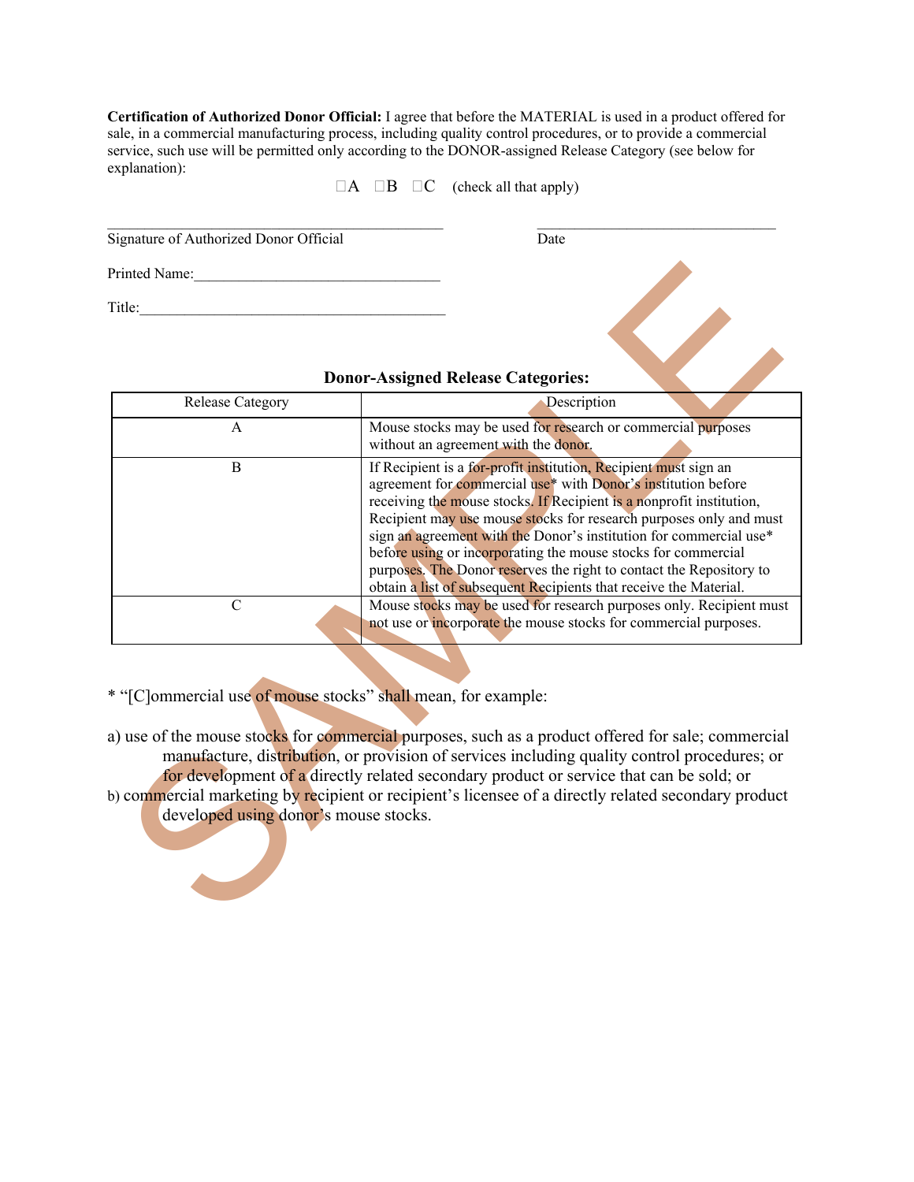**Certification of Authorized Donor Official:** I agree that before the MATERIAL is used in a product offered for sale, in a commercial manufacturing process, including quality control procedures, or to provide a commercial service, such use will be permitted only according to the DONOR-assigned Release Category (see below for explanation):

☐A ☐B ☐C (check all that apply)

_______________________________________ _______________________________

Signature of Authorized Donor Official Date

Printed Name:_______________________________

Title:______________________________________

### Donor-Assigned Release Categories:

| Release Category | Description |
|---|---|
| A | Mouse stocks may be used for research or commercial purposes without an agreement with the donor. |
| B | If Recipient is a for-profit institution, Recipient must sign an agreement for commercial use* with Donor's institution before receiving the mouse stocks. If Recipient is a nonprofit institution, Recipient may use mouse stocks for research purposes only and must sign an agreement with the Donor's institution for commercial use* before using or incorporating the mouse stocks for commercial purposes. The Donor reserves the right to contact the Repository to obtain a list of subsequent Recipients that receive the Material. |
| C | Mouse stocks may be used for research purposes only. Recipient must not use or incorporate the mouse stocks for commercial purposes. |

* "[C]ommercial use of mouse stocks" shall mean, for example:

a) use of the mouse stocks for commercial purposes, such as a product offered for sale; commercial manufacture, distribution, or provision of services including quality control procedures; or for development of a directly related secondary product or service that can be sold; or

b) commercial marketing by recipient or recipient's licensee of a directly related secondary product developed using donor's mouse stocks.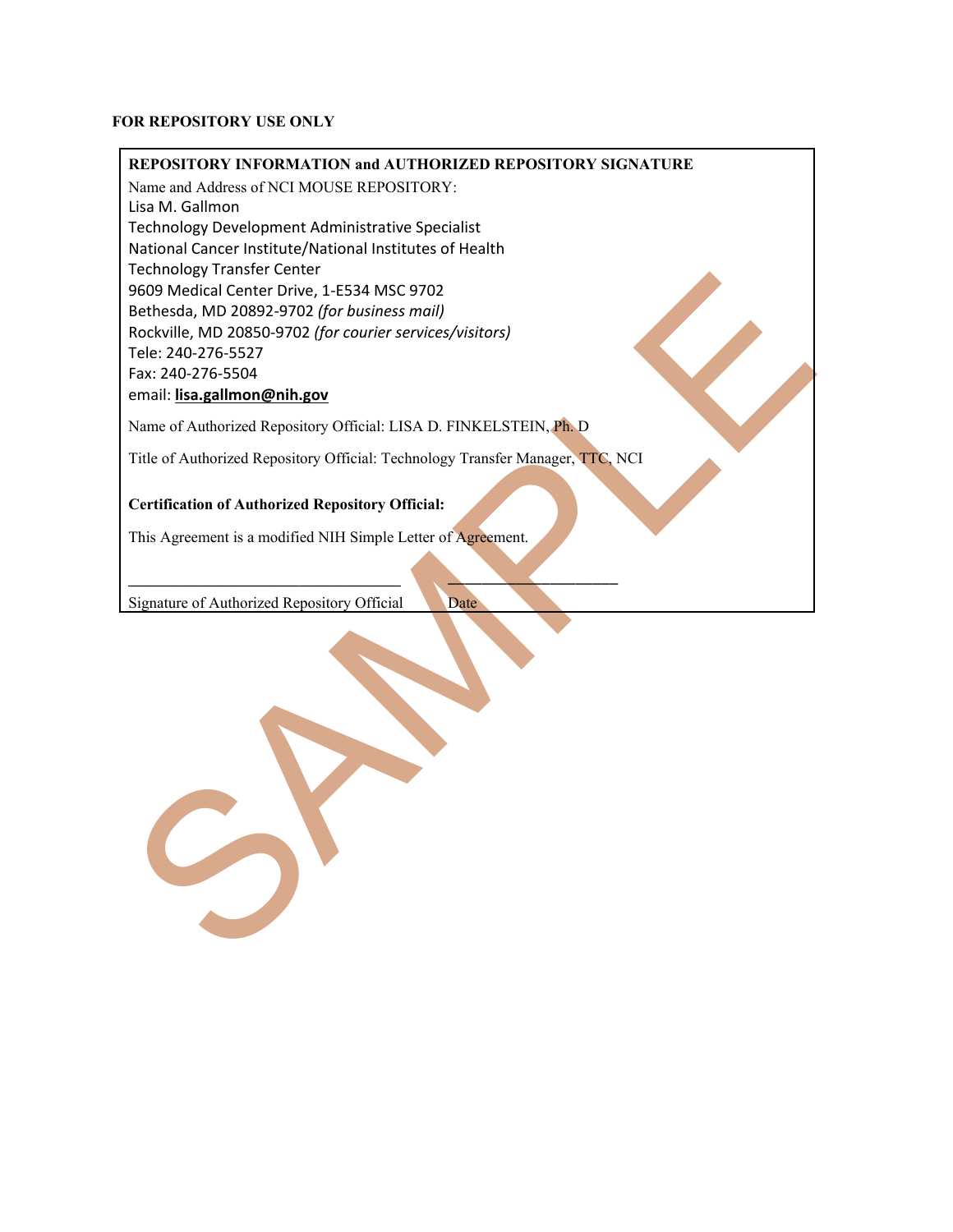**FOR REPOSITORY USE ONLY**

**REPOSITORY INFORMATION and AUTHORIZED REPOSITORY SIGNATURE**

Name and Address of NCI MOUSE REPOSITORY:
Lisa M. Gallmon
Technology Development Administrative Specialist
National Cancer Institute/National Institutes of Health
Technology Transfer Center
9609 Medical Center Drive, 1-E534 MSC 9702
Bethesda, MD 20892-9702 *(for business mail)*
Rockville, MD 20850-9702 *(for courier services/visitors)*
Tele: 240-276-5527
Fax: 240-276-5504
email: **lisa.gallmon@nih.gov**

Name of Authorized Repository Official: LISA D. FINKELSTEIN, Ph. D

Title of Authorized Repository Official: Technology Transfer Manager, TTC, NCI

**Certification of Authorized Repository Official:**

This Agreement is a modified NIH Simple Letter of Agreement.

\_\_\_\_\_\_\_\_\_\_\_\_\_\_\_\_\_\_\_\_\_\_\_\_\_\_\_\_\_\_\_\_\_\_ \_\_\_\_\_\_\_\_\_\_\_\_\_\_\_\_\_\_\_\_\_

Signature of Authorized Repository Official Date

SAMPLE